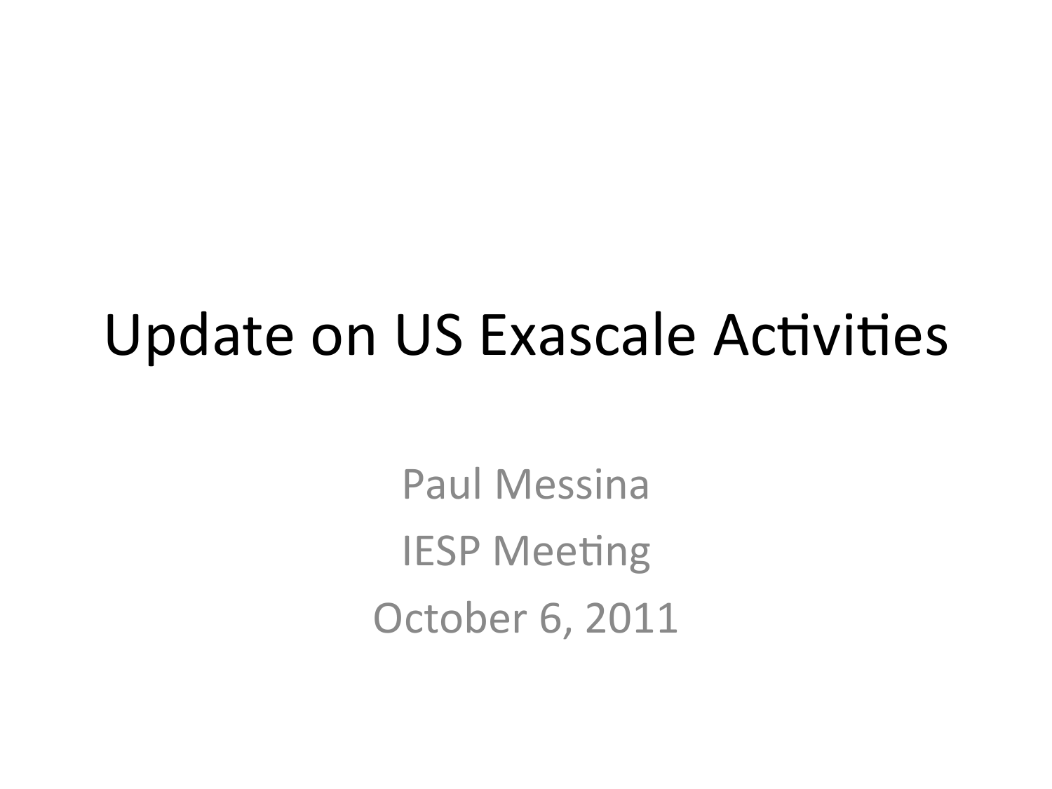# Update on US Exascale Activities

Paul Messina

IESP Meeting

October 6, 2011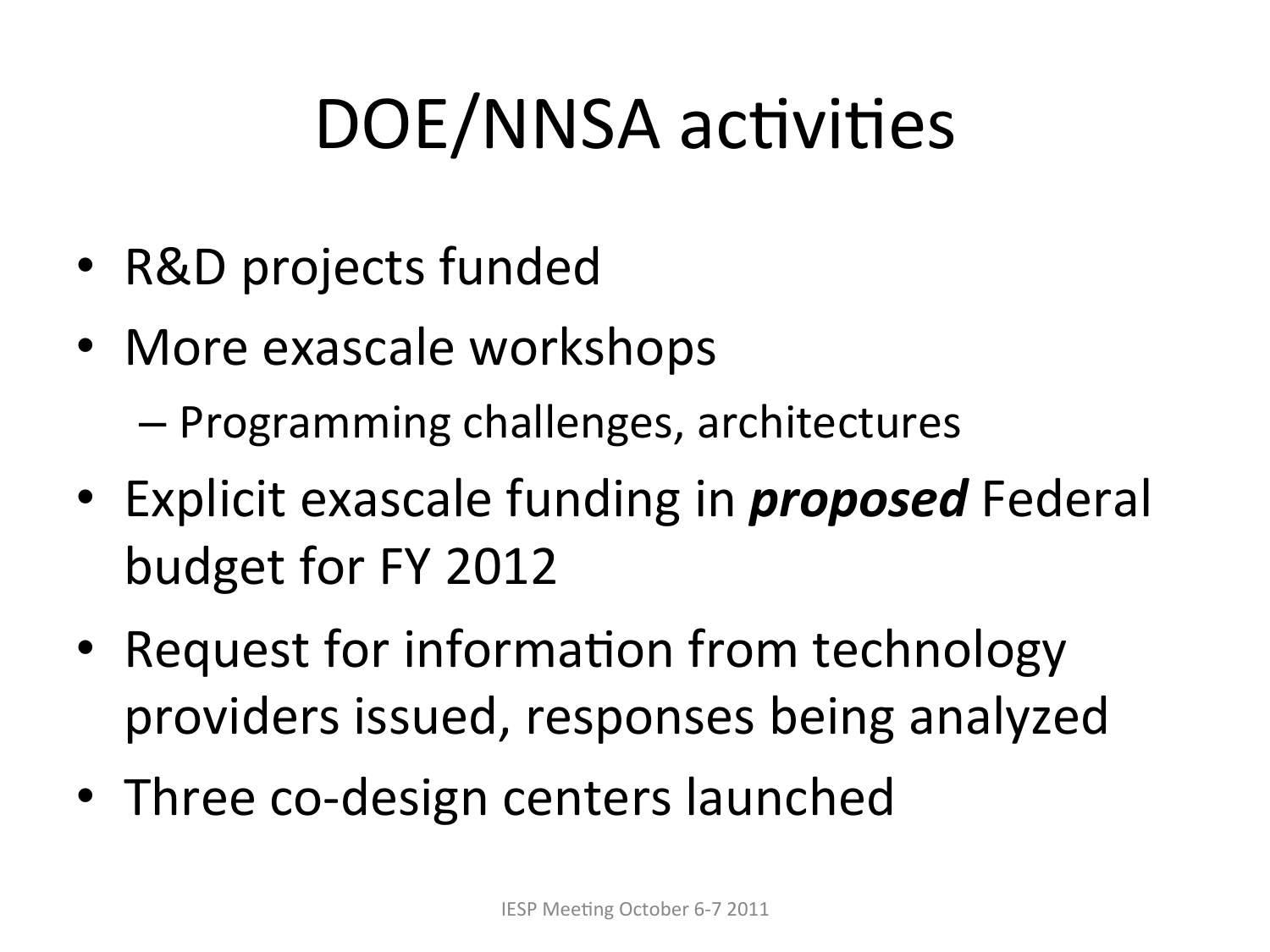# DOE/NNSA activities

- R&D projects funded
- More exascale workshops
  - Programming challenges, architectures
- Explicit exascale funding in ***proposed*** Federal budget for FY 2012
- Request for information from technology providers issued, responses being analyzed
- Three co-design centers launched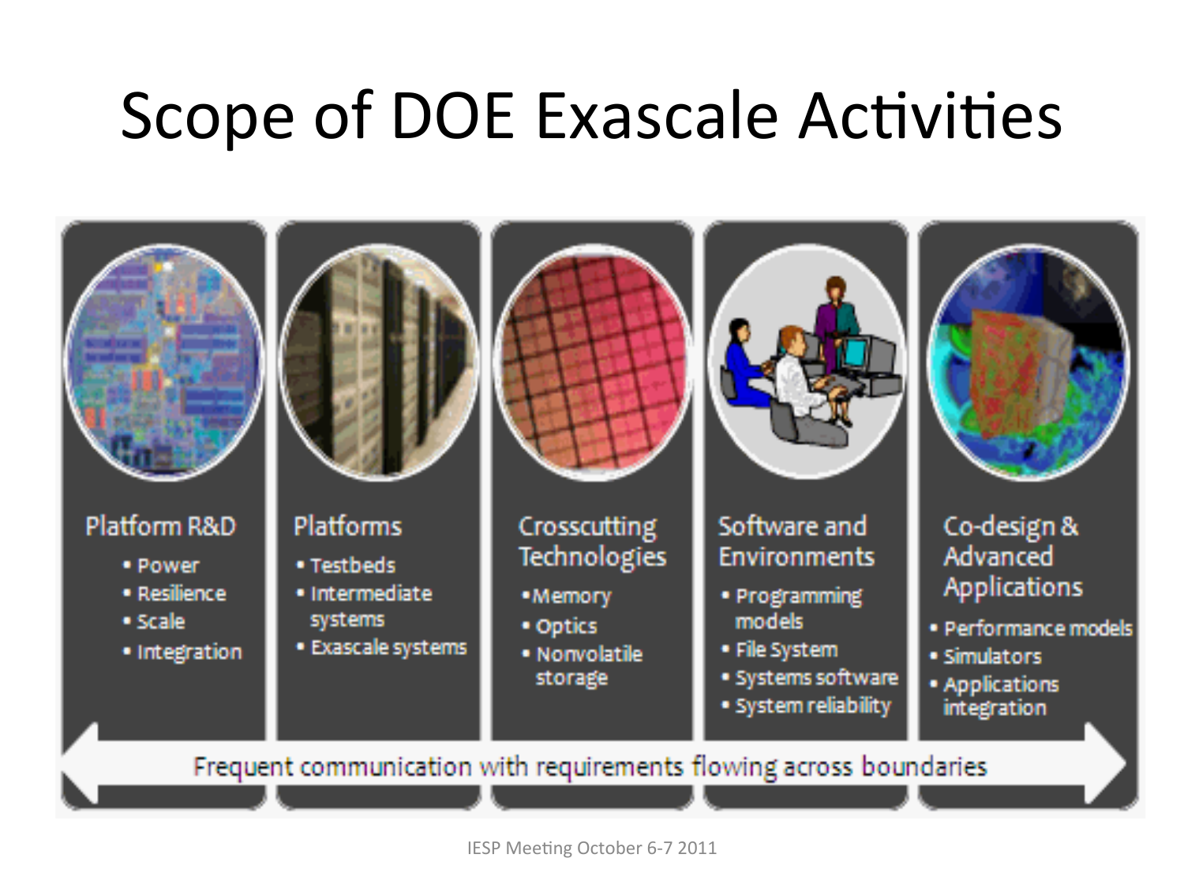# Scope of DOE Exascale Activities

**Platform R&D**
- Power
- Resilience
- Scale
- Integration

**Platforms**
- Testbeds
- Intermediate systems
- Exascale systems

**Crosscutting Technologies**
- Memory
- Optics
- Nonvolatile storage

**Software and Environments**
- Programming models
- File System
- Systems software
- System reliability

**Co-design & Advanced Applications**
- Performance models
- Simulators
- Applications integration

Frequent communication with requirements flowing across boundaries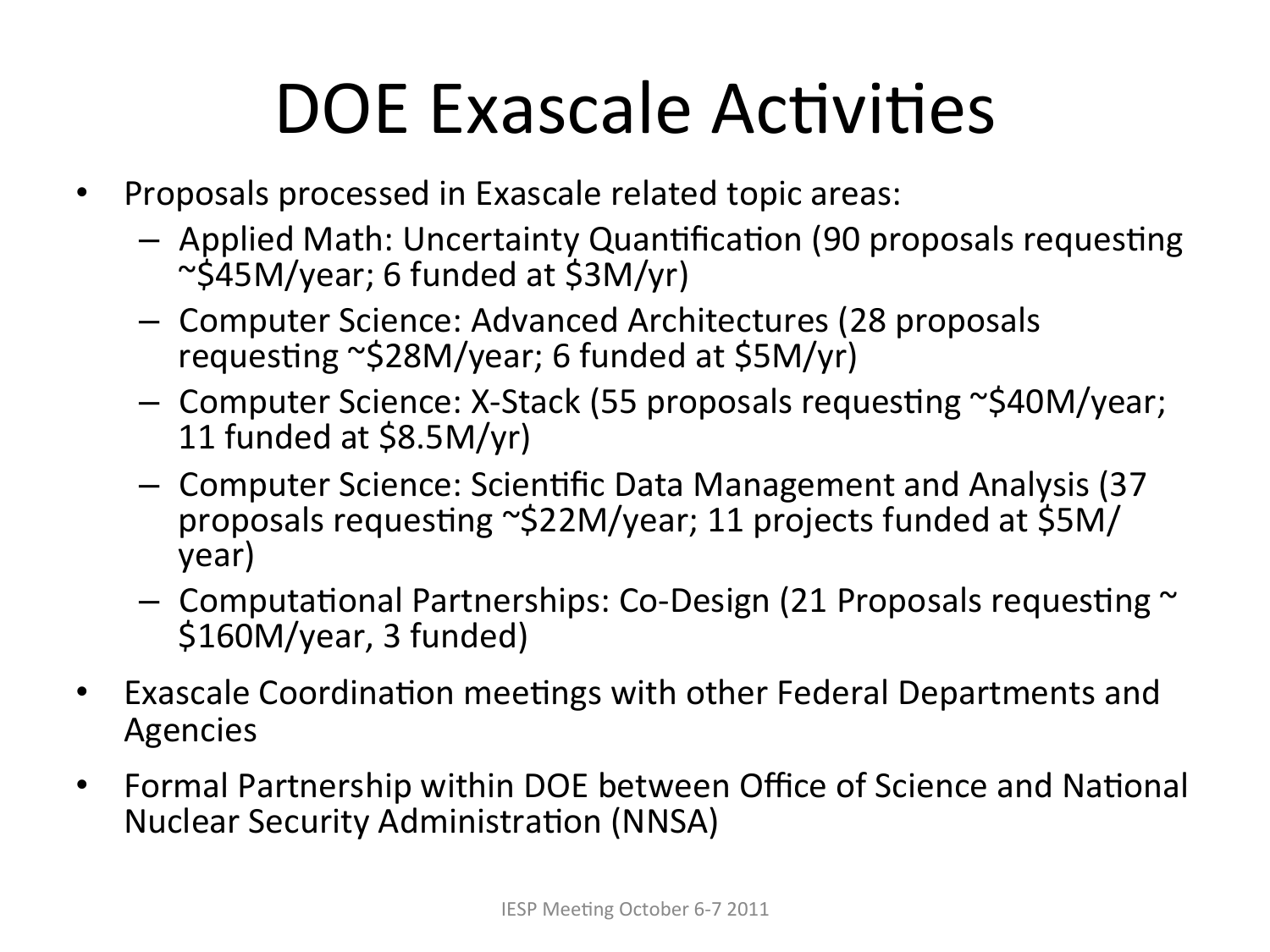# DOE Exascale Activities

- Proposals processed in Exascale related topic areas:
  - Applied Math: Uncertainty Quantification (90 proposals requesting ~$45M/year; 6 funded at $3M/yr)
  - Computer Science: Advanced Architectures (28 proposals requesting ~$28M/year; 6 funded at $5M/yr)
  - Computer Science: X-Stack (55 proposals requesting ~$40M/year; 11 funded at $8.5M/yr)
  - Computer Science: Scientific Data Management and Analysis (37 proposals requesting ~$22M/year; 11 projects funded at $5M/year)
  - Computational Partnerships: Co-Design (21 Proposals requesting ~ $160M/year, 3 funded)
- Exascale Coordination meetings with other Federal Departments and Agencies
- Formal Partnership within DOE between Office of Science and National Nuclear Security Administration (NNSA)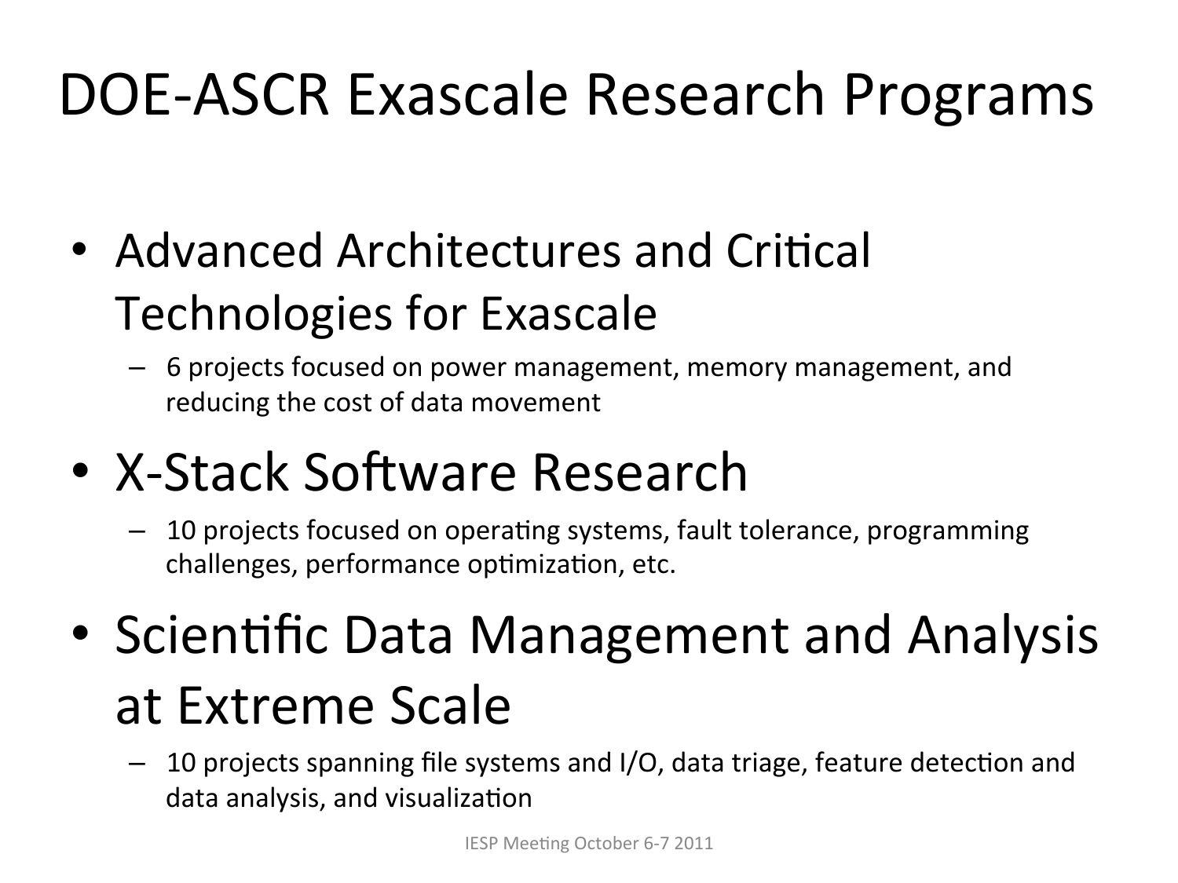# DOE-ASCR Exascale Research Programs

- Advanced Architectures and Critical Technologies for Exascale
  - 6 projects focused on power management, memory management, and reducing the cost of data movement
- X-Stack Software Research
  - 10 projects focused on operating systems, fault tolerance, programming challenges, performance optimization, etc.
- Scientific Data Management and Analysis at Extreme Scale
  - 10 projects spanning file systems and I/O, data triage, feature detection and data analysis, and visualization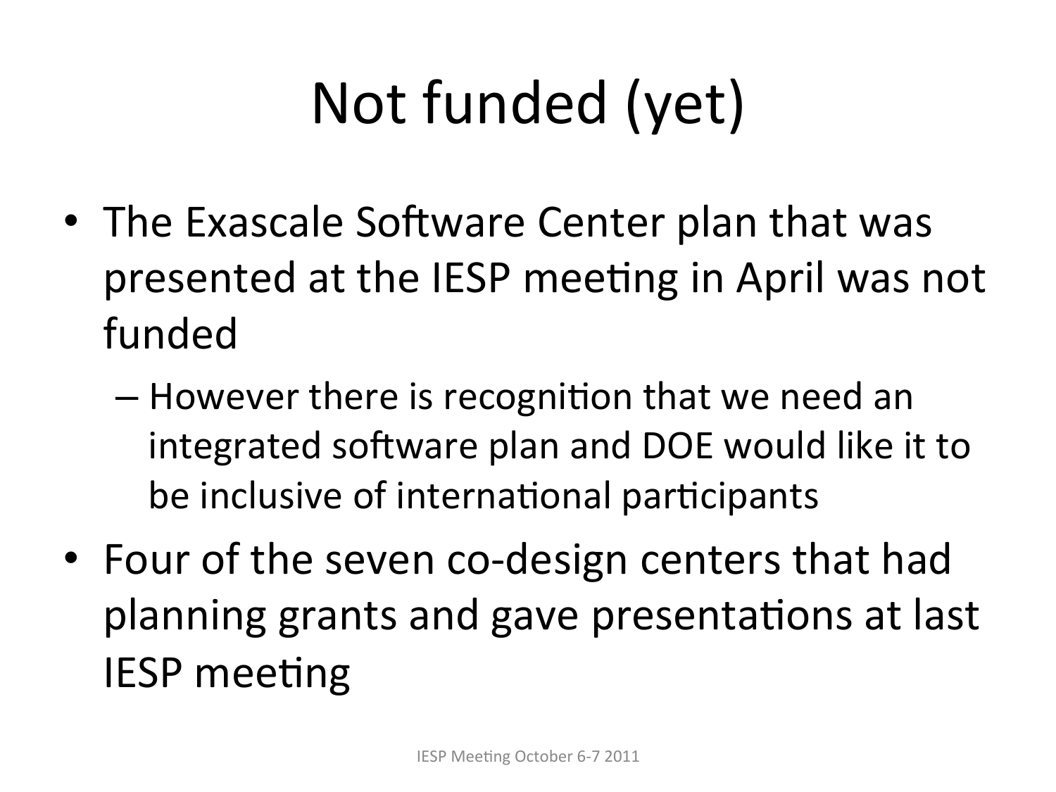# Not funded (yet)

- The Exascale Software Center plan that was presented at the IESP meeting in April was not funded
  - However there is recognition that we need an integrated software plan and DOE would like it to be inclusive of international participants
- Four of the seven co-design centers that had planning grants and gave presentations at last IESP meeting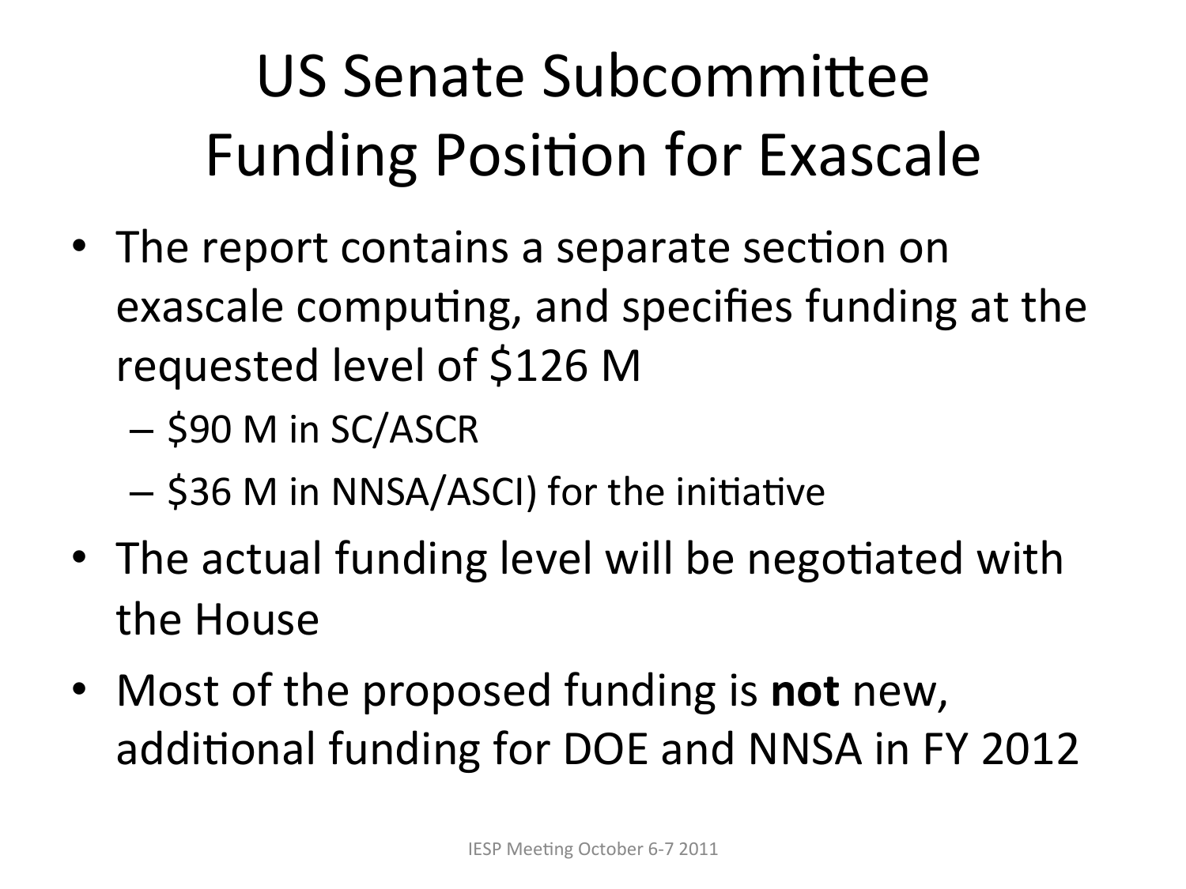# US Senate Subcommittee Funding Position for Exascale

- The report contains a separate section on exascale computing, and specifies funding at the requested level of $126 M
  - $90 M in SC/ASCR
  - $36 M in NNSA/ASCI) for the initiative
- The actual funding level will be negotiated with the House
- Most of the proposed funding is **not** new, additional funding for DOE and NNSA in FY 2012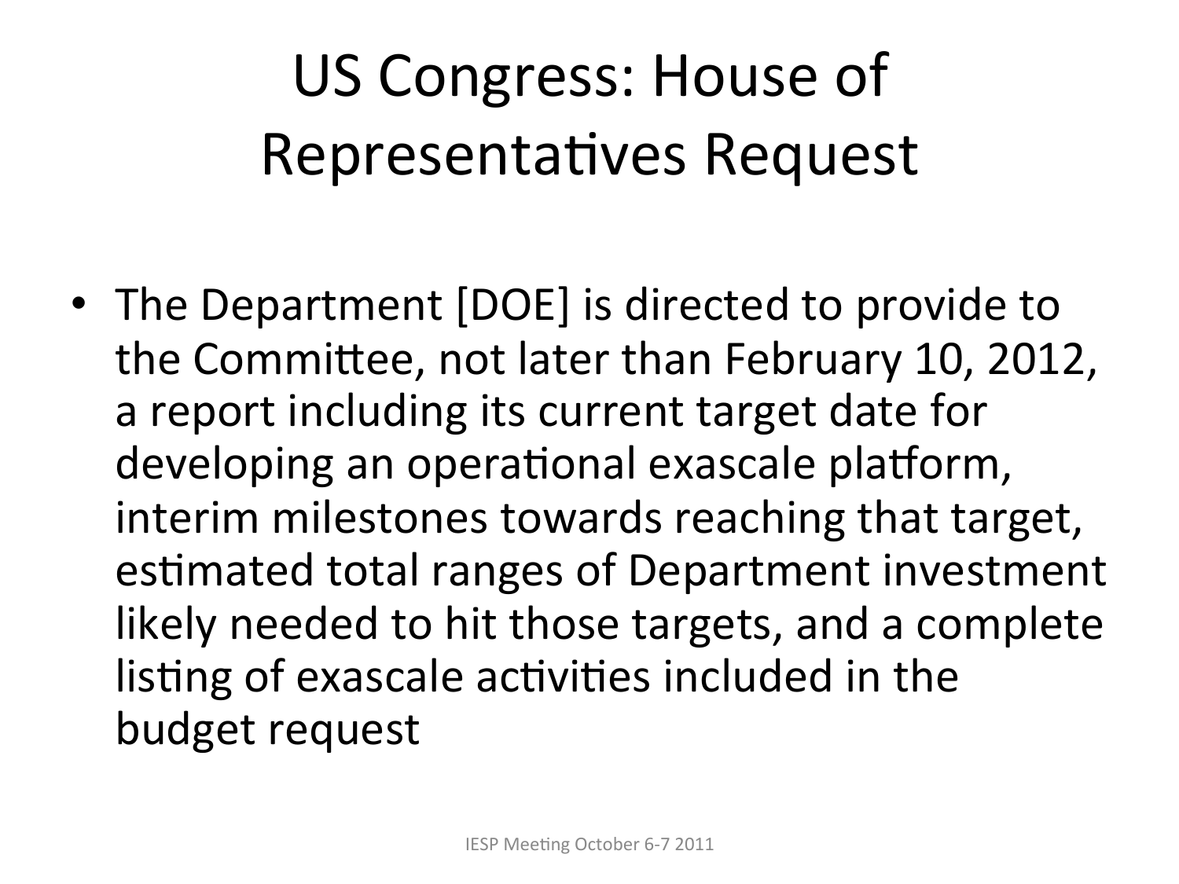# US Congress: House of Representatives Request

- The Department [DOE] is directed to provide to the Committee, not later than February 10, 2012, a report including its current target date for developing an operational exascale platform, interim milestones towards reaching that target, estimated total ranges of Department investment likely needed to hit those targets, and a complete listing of exascale activities included in the budget request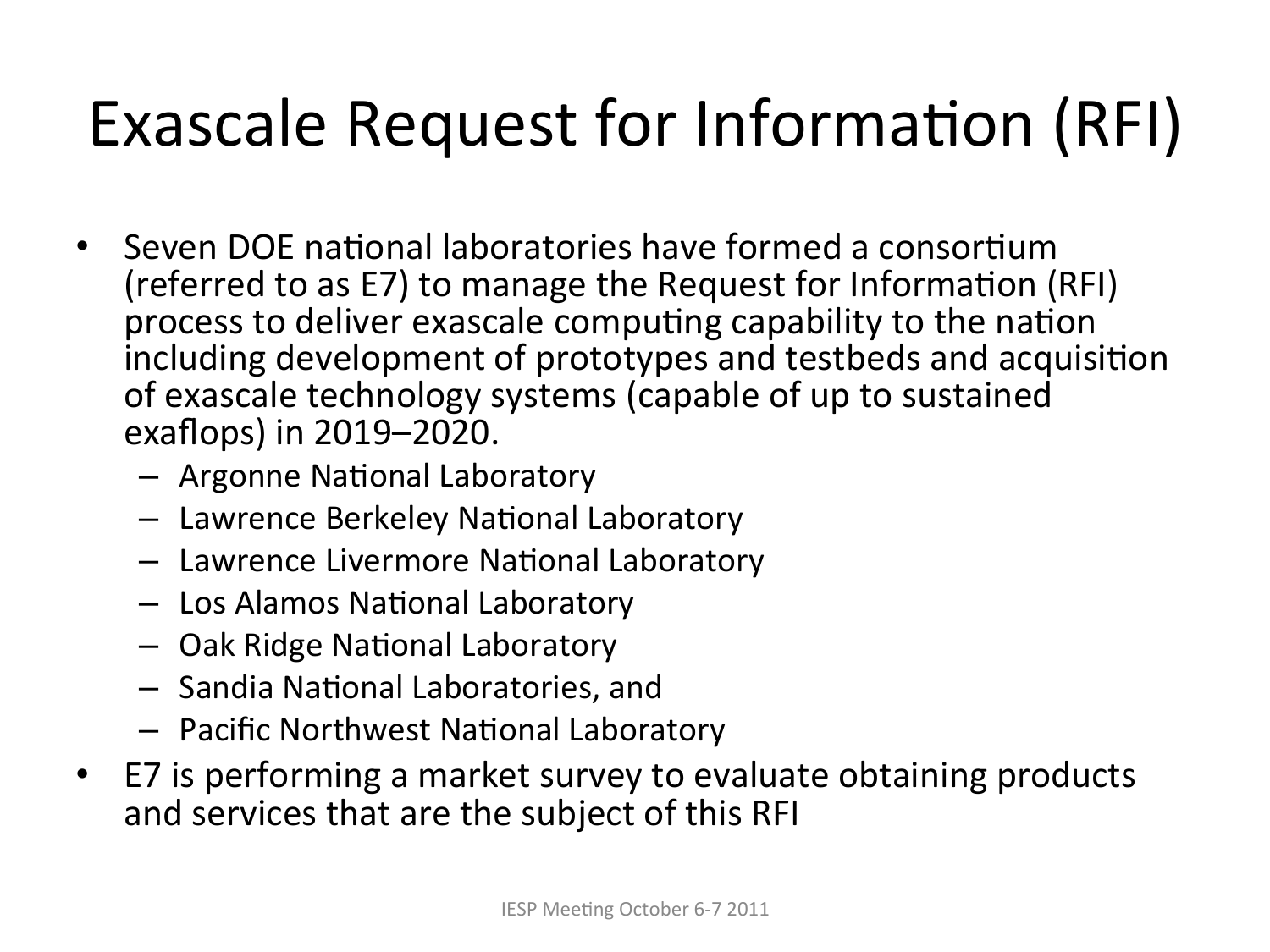# Exascale Request for Information (RFI)

- Seven DOE national laboratories have formed a consortium (referred to as E7) to manage the Request for Information (RFI) process to deliver exascale computing capability to the nation including development of prototypes and testbeds and acquisition of exascale technology systems (capable of up to sustained exaflops) in 2019–2020.
  - Argonne National Laboratory
  - Lawrence Berkeley National Laboratory
  - Lawrence Livermore National Laboratory
  - Los Alamos National Laboratory
  - Oak Ridge National Laboratory
  - Sandia National Laboratories, and
  - Pacific Northwest National Laboratory
- E7 is performing a market survey to evaluate obtaining products and services that are the subject of this RFI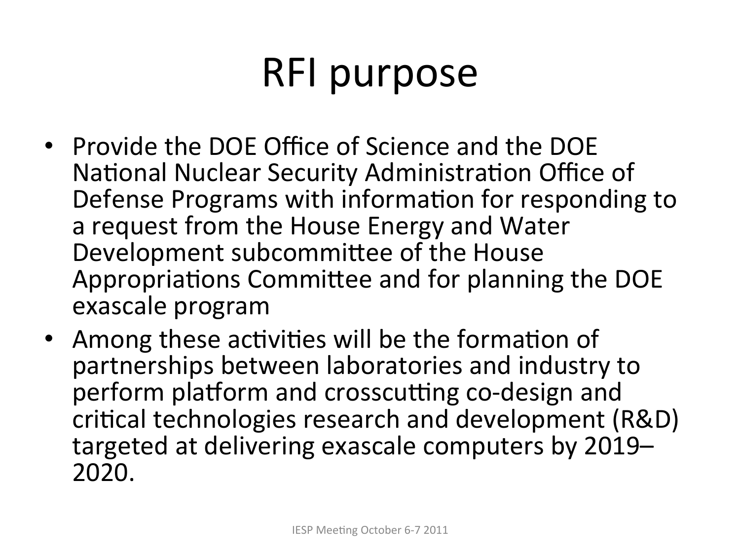# RFI purpose

- Provide the DOE Office of Science and the DOE National Nuclear Security Administration Office of Defense Programs with information for responding to a request from the House Energy and Water Development subcommittee of the House Appropriations Committee and for planning the DOE exascale program
- Among these activities will be the formation of partnerships between laboratories and industry to perform platform and crosscutting co-design and critical technologies research and development (R&D) targeted at delivering exascale computers by 2019–2020.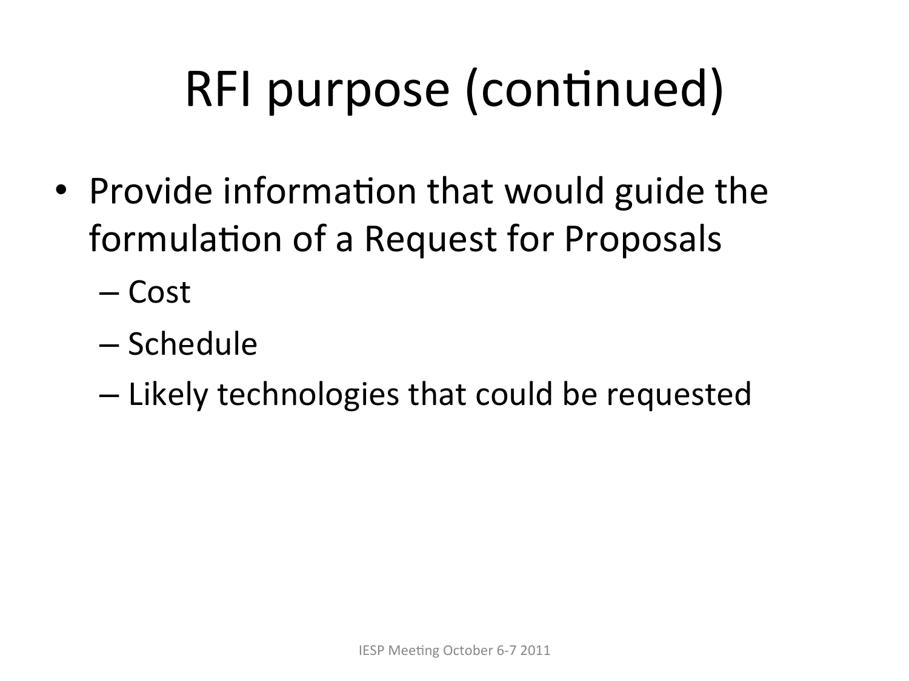# RFI purpose (continued)

- Provide information that would guide the formulation of a Request for Proposals
  - Cost
  - Schedule
  - Likely technologies that could be requested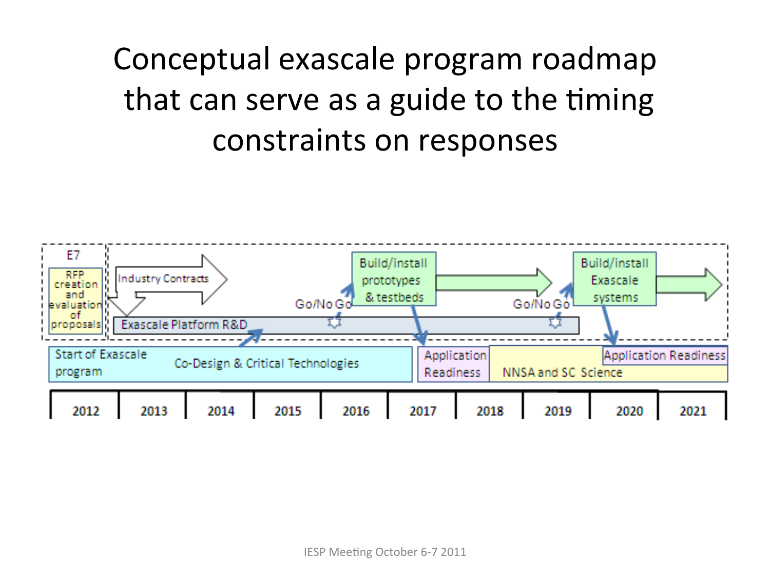# Conceptual exascale program roadmap that can serve as a guide to the timing constraints on responses

E7

RFP creation and evaluation of proposals

Industry Contracts

Exascale Platform R&D

Go/No Go

Build/install prototypes & testbeds

Go/No Go

Build/install Exascale systems

Start of Exascale program

Co-Design & Critical Technologies

Application Readiness

NNSA and SC Science

Application Readiness

| 2012 | 2013 | 2014 | 2015 | 2016 | 2017 | 2018 | 2019 | 2020 | 2021 |
|---|---|---|---|---|---|---|---|---|---|

IESP Meeting October 6-7 2011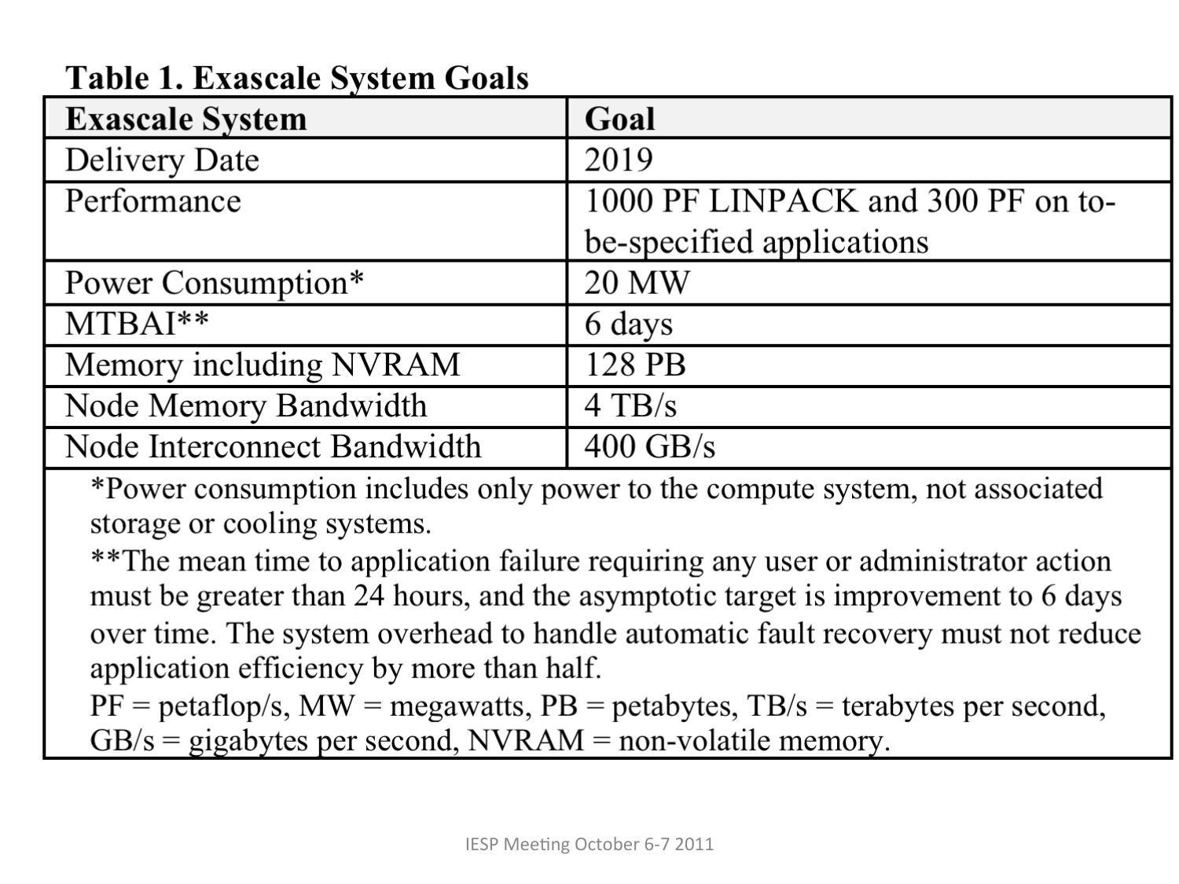**Table 1. Exascale System Goals**

| Exascale System | Goal |
| --- | --- |
| Delivery Date | 2019 |
| Performance | 1000 PF LINPACK and 300 PF on to-be-specified applications |
| Power Consumption* | 20 MW |
| MTBAI** | 6 days |
| Memory including NVRAM | 128 PB |
| Node Memory Bandwidth | 4 TB/s |
| Node Interconnect Bandwidth | 400 GB/s |

*Power consumption includes only power to the compute system, not associated storage or cooling systems.

**The mean time to application failure requiring any user or administrator action must be greater than 24 hours, and the asymptotic target is improvement to 6 days over time. The system overhead to handle automatic fault recovery must not reduce application efficiency by more than half.

PF = petaflop/s, MW = megawatts, PB = petabytes, TB/s = terabytes per second, GB/s = gigabytes per second, NVRAM = non-volatile memory.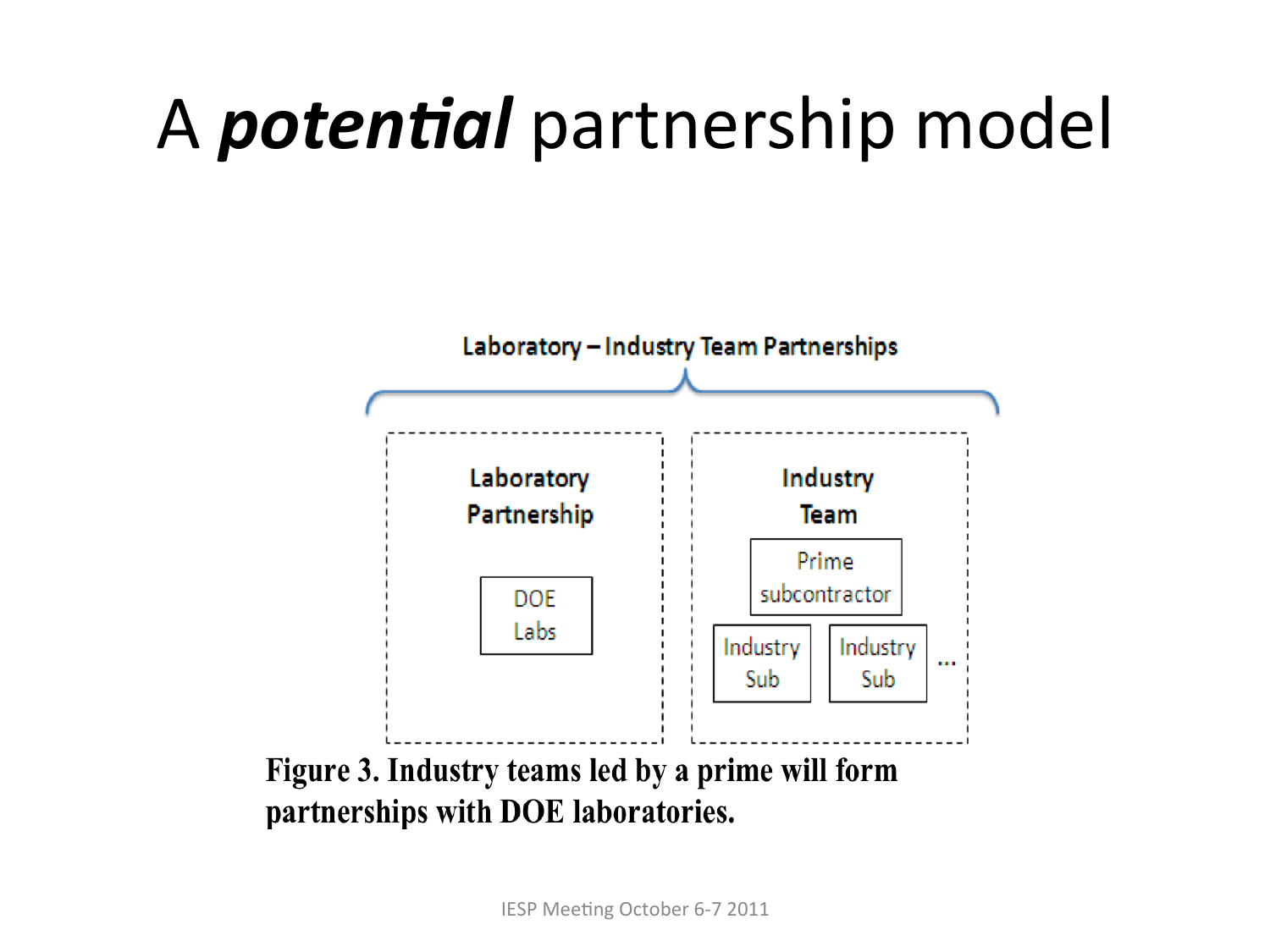# A ***potential*** partnership model

Laboratory – Industry Team Partnerships

Laboratory Partnership

DOE Labs

Industry Team

Prime subcontractor

Industry Sub

Industry Sub

...

**Figure 3. Industry teams led by a prime will form partnerships with DOE laboratories.**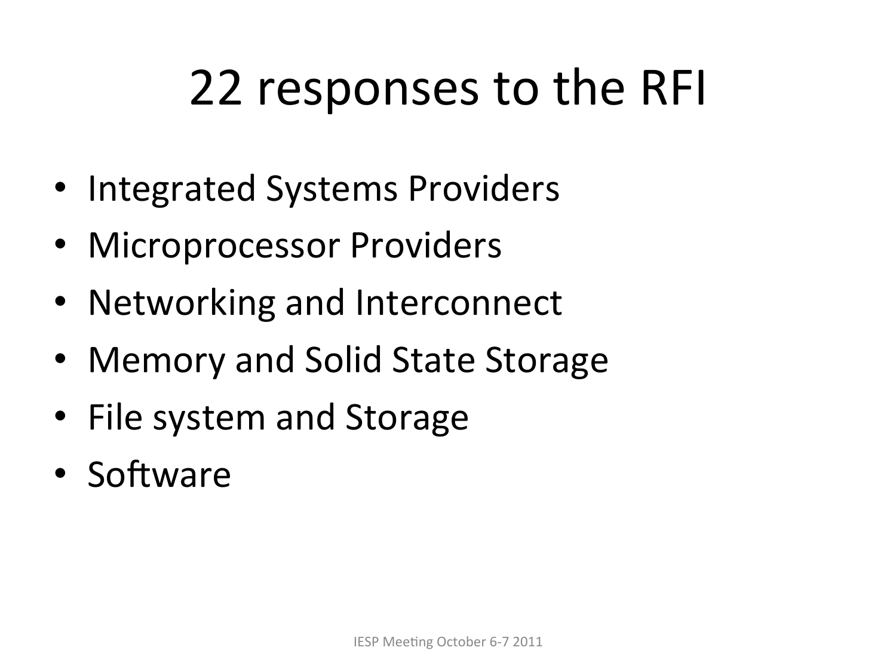# 22 responses to the RFI

- Integrated Systems Providers
- Microprocessor Providers
- Networking and Interconnect
- Memory and Solid State Storage
- File system and Storage
- Software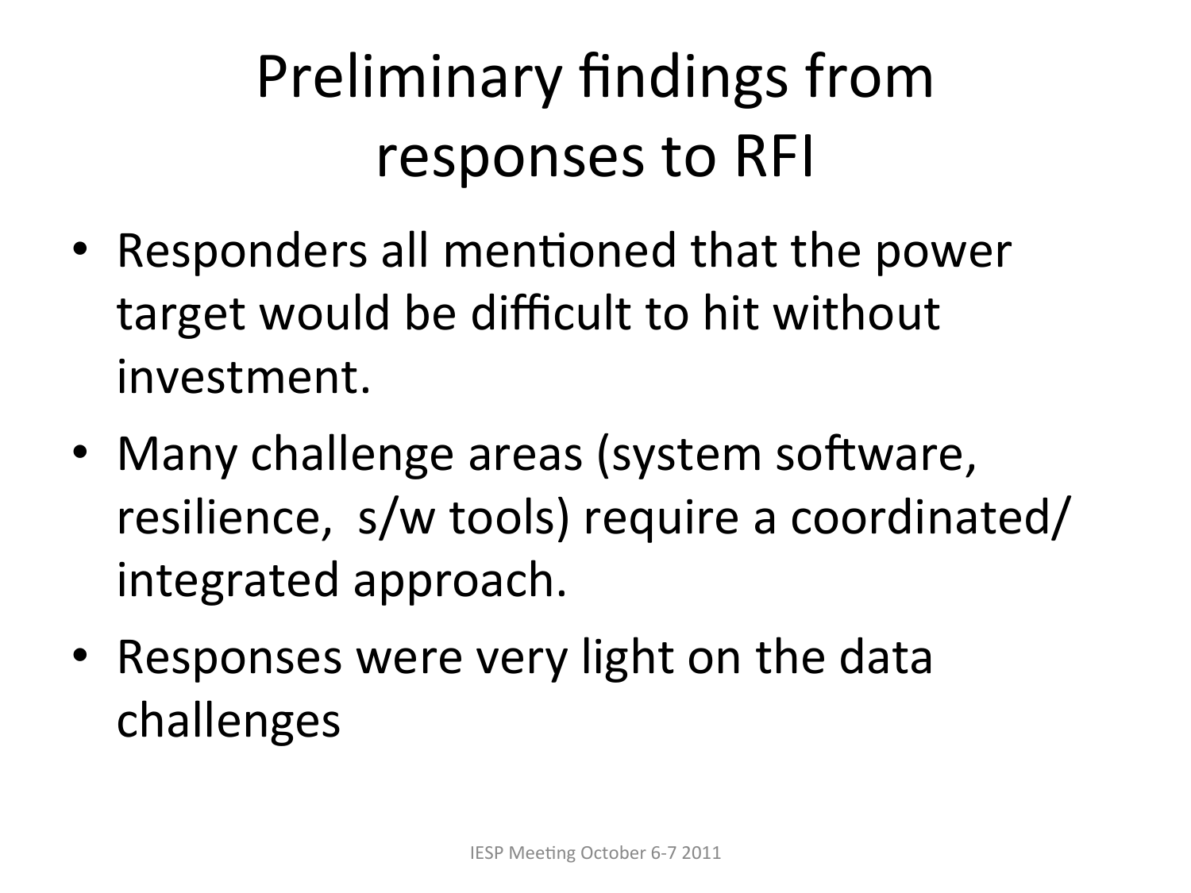# Preliminary findings from responses to RFI

- Responders all mentioned that the power target would be difficult to hit without investment.
- Many challenge areas (system software, resilience, s/w tools) require a coordinated/integrated approach.
- Responses were very light on the data challenges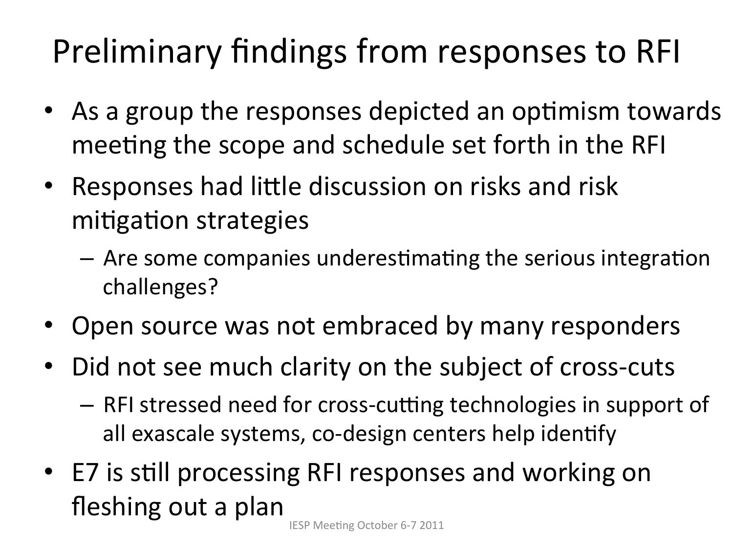# Preliminary findings from responses to RFI

- As a group the responses depicted an optimism towards meeting the scope and schedule set forth in the RFI
- Responses had little discussion on risks and risk mitigation strategies
  - Are some companies underestimating the serious integration challenges?
- Open source was not embraced by many responders
- Did not see much clarity on the subject of cross-cuts
  - RFI stressed need for cross-cutting technologies in support of all exascale systems, co-design centers help identify
- E7 is still processing RFI responses and working on fleshing out a plan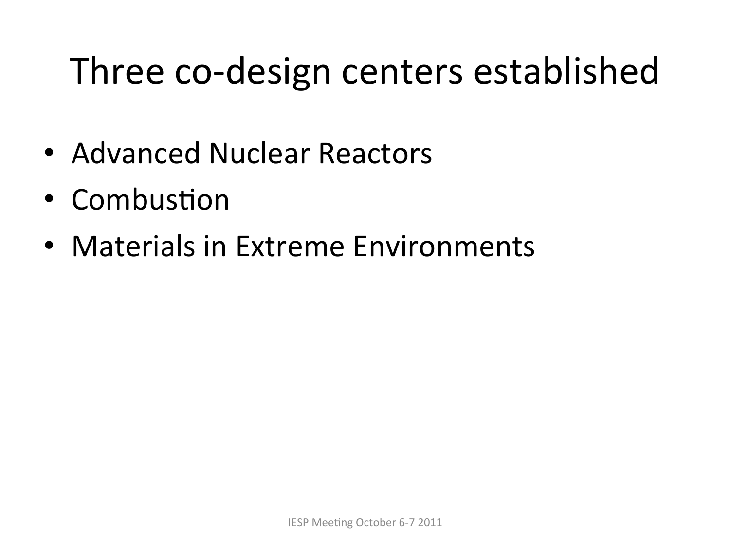# Three co-design centers established

- Advanced Nuclear Reactors
- Combustion
- Materials in Extreme Environments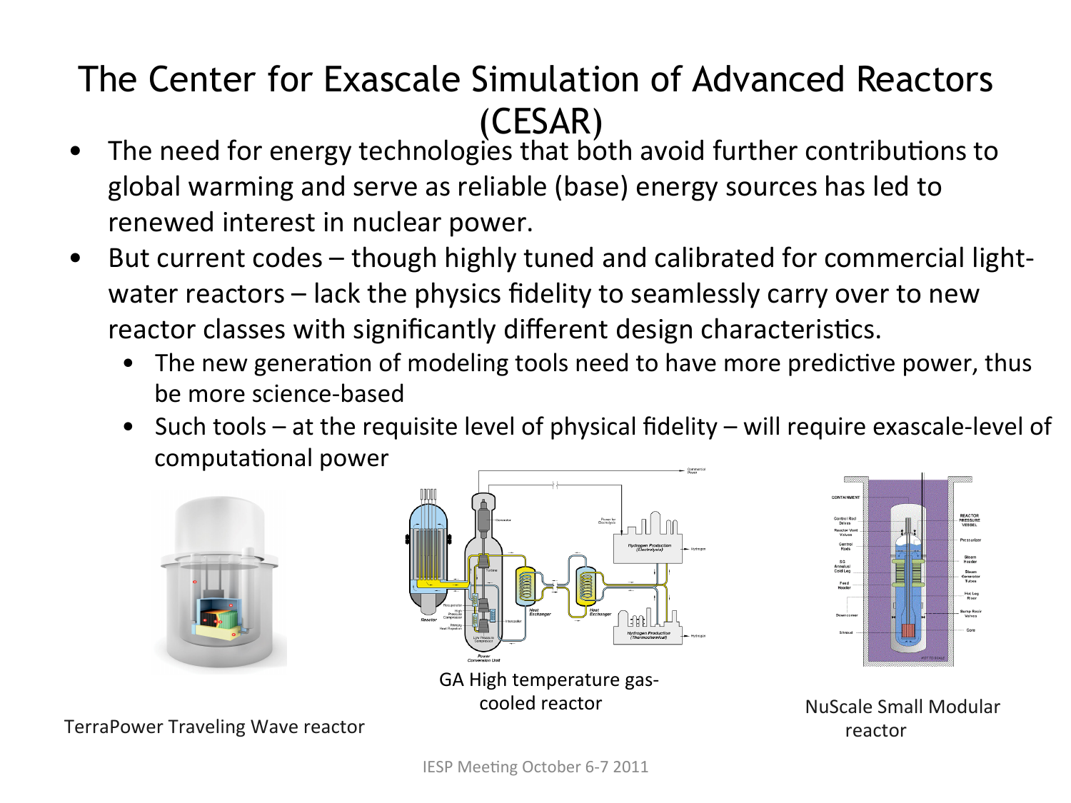# The Center for Exascale Simulation of Advanced Reactors (CESAR)

- The need for energy technologies that both avoid further contributions to global warming and serve as reliable (base) energy sources has led to renewed interest in nuclear power.
- But current codes – though highly tuned and calibrated for commercial light-water reactors – lack the physics fidelity to seamlessly carry over to new reactor classes with significantly different design characteristics.
  - The new generation of modeling tools need to have more predictive power, thus be more science-based
  - Such tools – at the requisite level of physical fidelity – will require exascale-level of computational power

TerraPower Traveling Wave reactor

GA High temperature gas-cooled reactor

NuScale Small Modular reactor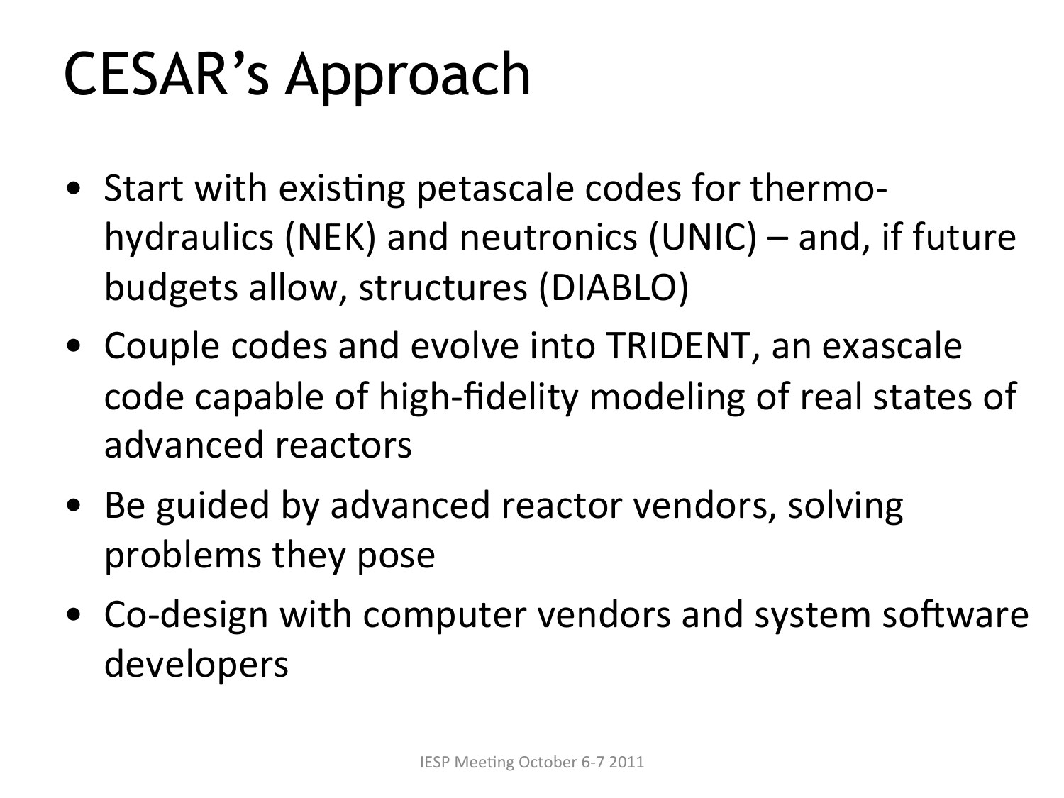# CESAR's Approach

- Start with existing petascale codes for thermo-hydraulics (NEK) and neutronics (UNIC) – and, if future budgets allow, structures (DIABLO)
- Couple codes and evolve into TRIDENT, an exascale code capable of high-fidelity modeling of real states of advanced reactors
- Be guided by advanced reactor vendors, solving problems they pose
- Co-design with computer vendors and system software developers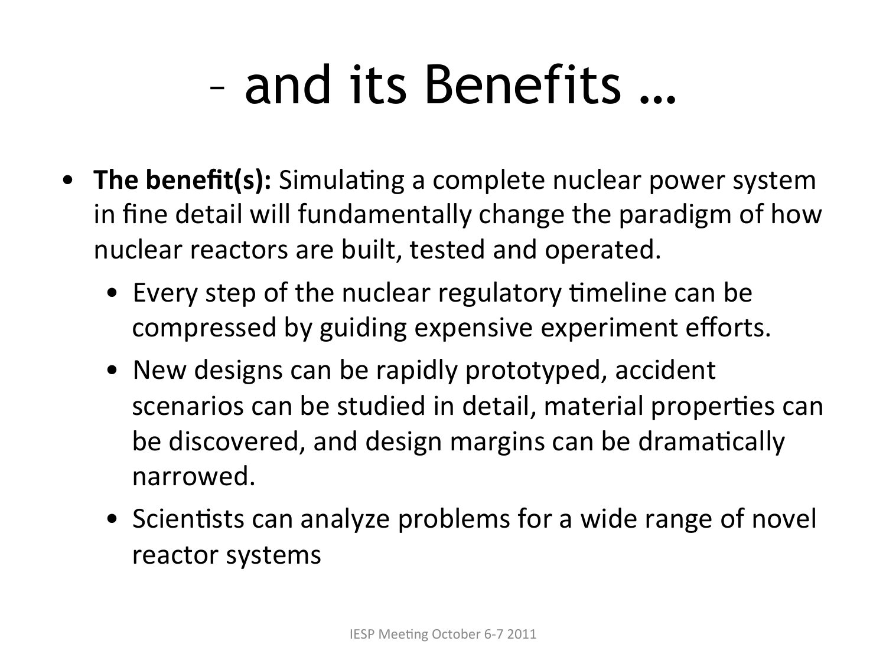# – and its Benefits …

- **The benefit(s):** Simulating a complete nuclear power system in fine detail will fundamentally change the paradigm of how nuclear reactors are built, tested and operated.
    - Every step of the nuclear regulatory timeline can be compressed by guiding expensive experiment efforts.
    - New designs can be rapidly prototyped, accident scenarios can be studied in detail, material properties can be discovered, and design margins can be dramatically narrowed.
    - Scientists can analyze problems for a wide range of novel reactor systems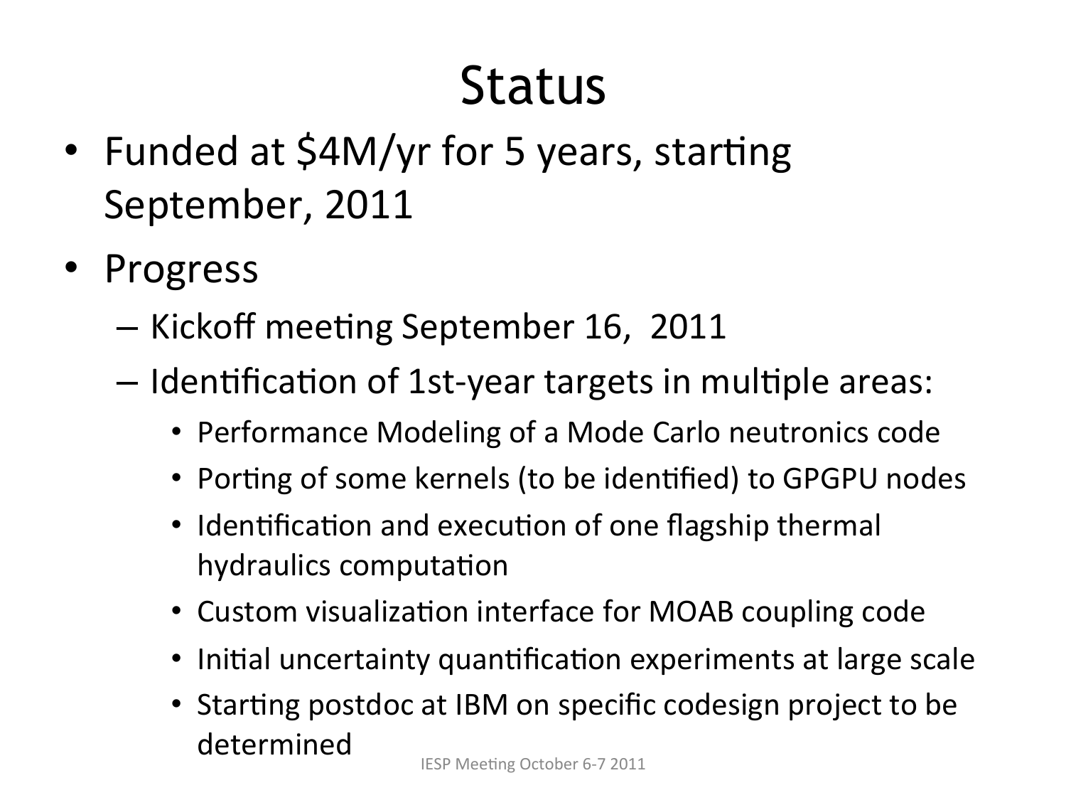# Status

- Funded at $4M/yr for 5 years, starting September, 2011
- Progress
  - Kickoff meeting September 16, 2011
  - Identification of 1st-year targets in multiple areas:
    - Performance Modeling of a Mode Carlo neutronics code
    - Porting of some kernels (to be identified) to GPGPU nodes
    - Identification and execution of one flagship thermal hydraulics computation
    - Custom visualization interface for MOAB coupling code
    - Initial uncertainty quantification experiments at large scale
    - Starting postdoc at IBM on specific codesign project to be determined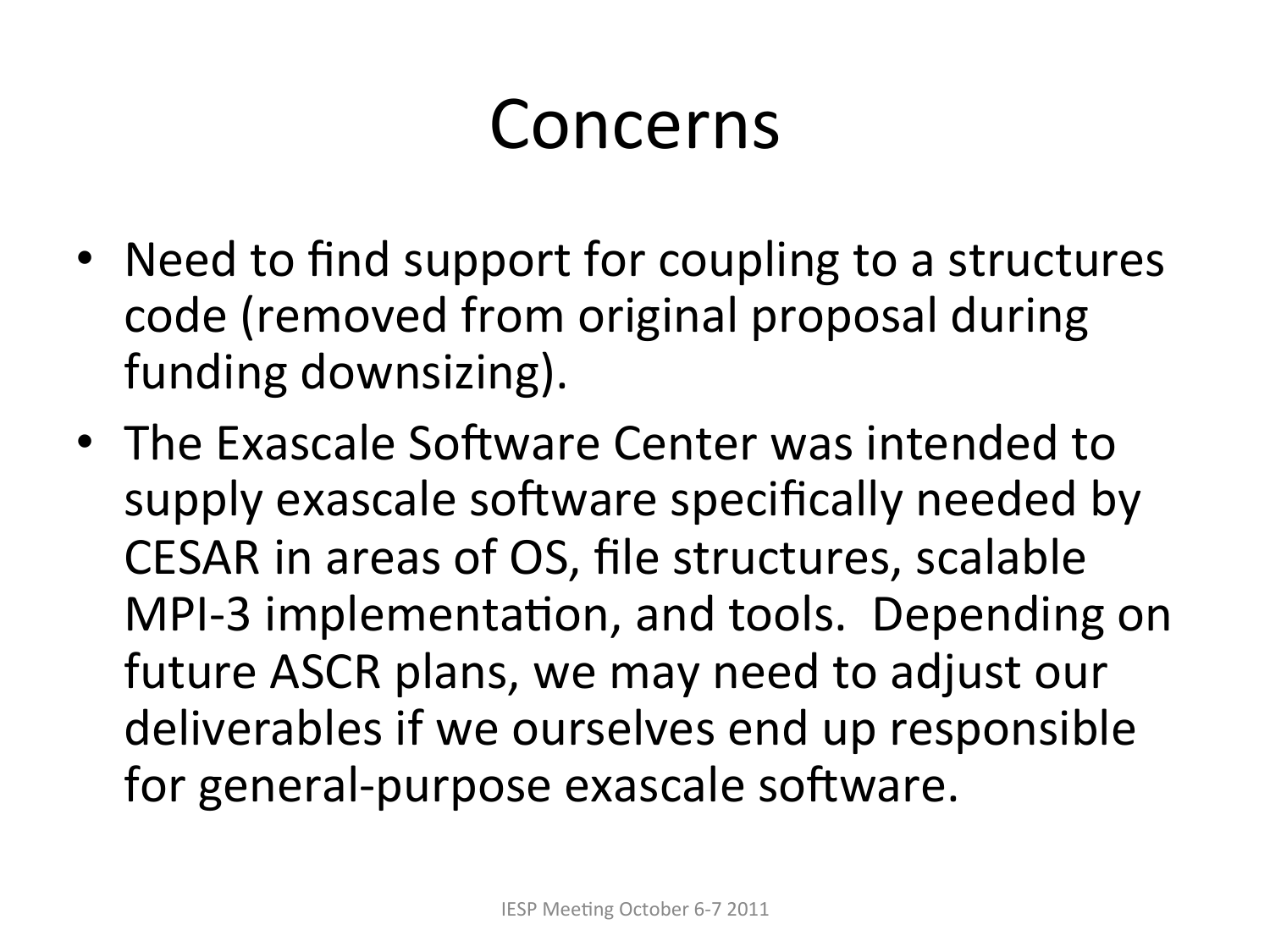# Concerns

- Need to find support for coupling to a structures code (removed from original proposal during funding downsizing).
- The Exascale Software Center was intended to supply exascale software specifically needed by CESAR in areas of OS, file structures, scalable MPI-3 implementation, and tools. Depending on future ASCR plans, we may need to adjust our deliverables if we ourselves end up responsible for general-purpose exascale software.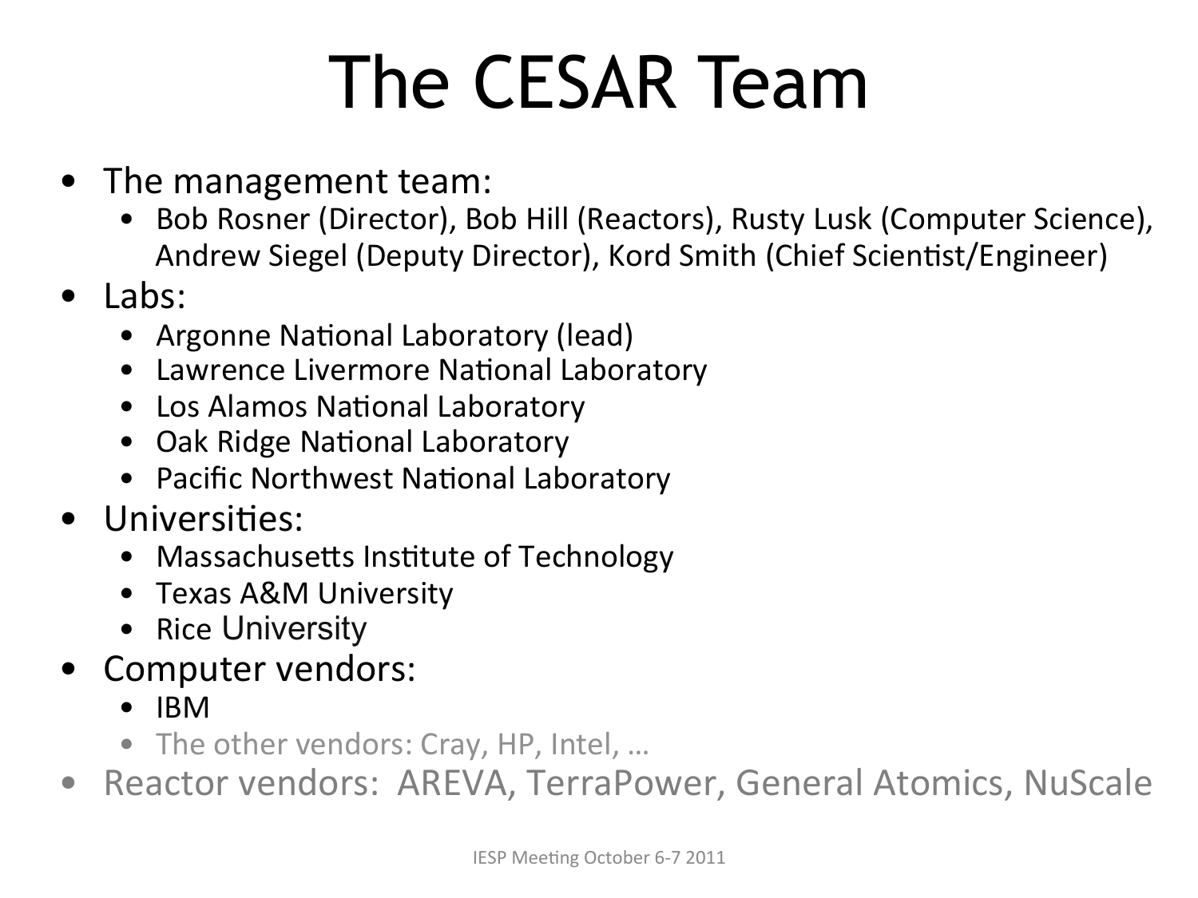# The CESAR Team

- The management team:
  - Bob Rosner (Director), Bob Hill (Reactors), Rusty Lusk (Computer Science), Andrew Siegel (Deputy Director), Kord Smith (Chief Scientist/Engineer)
- Labs:
  - Argonne National Laboratory (lead)
  - Lawrence Livermore National Laboratory
  - Los Alamos National Laboratory
  - Oak Ridge National Laboratory
  - Pacific Northwest National Laboratory
- Universities:
  - Massachusetts Institute of Technology
  - Texas A&M University
  - Rice University
- Computer vendors:
  - IBM
  - The other vendors: Cray, HP, Intel, …
- Reactor vendors: AREVA, TerraPower, General Atomics, NuScale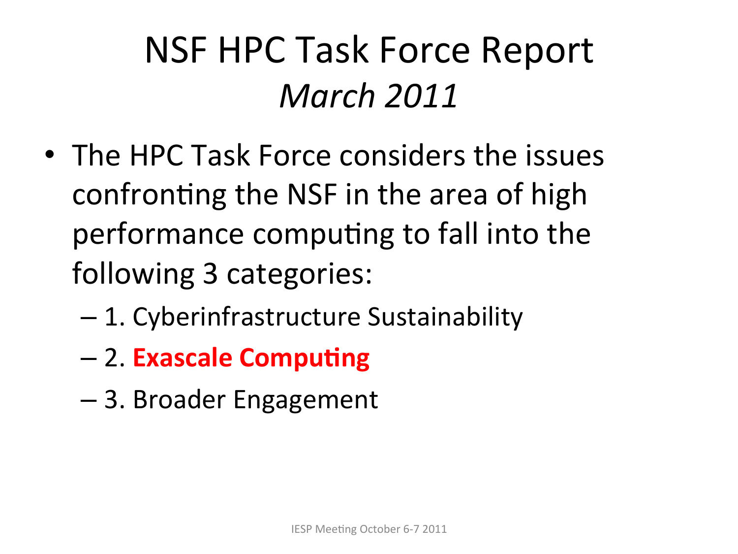# NSF HPC Task Force Report *March 2011*

- The HPC Task Force considers the issues confronting the NSF in the area of high performance computing to fall into the following 3 categories:
  - 1. Cyberinfrastructure Sustainability
  - 2. **Exascale Computing**
  - 3. Broader Engagement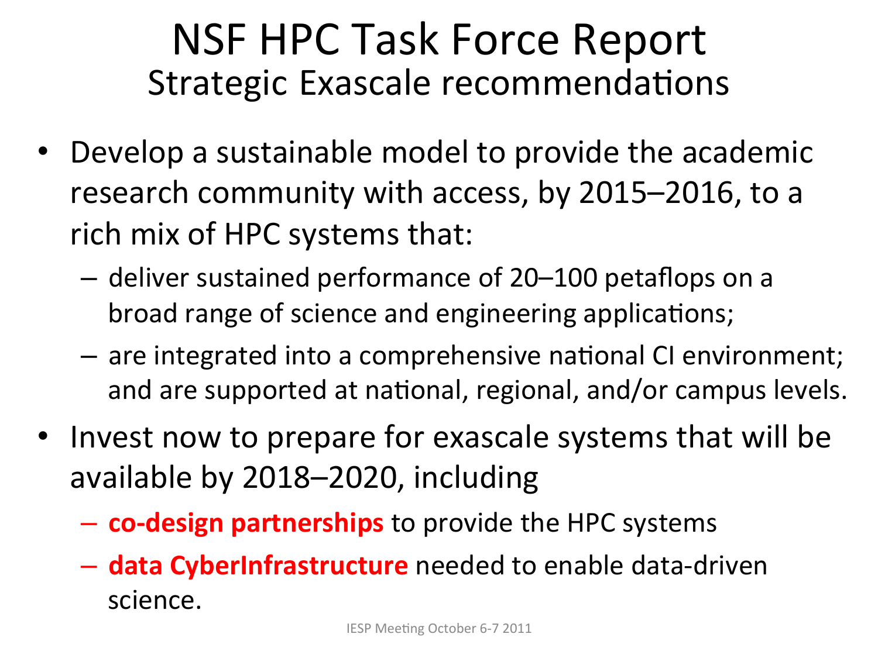# NSF HPC Task Force Report

## Strategic Exascale recommendations

- Develop a sustainable model to provide the academic research community with access, by 2015–2016, to a rich mix of HPC systems that:
  - deliver sustained performance of 20–100 petaflops on a broad range of science and engineering applications;
  - are integrated into a comprehensive national CI environment; and are supported at national, regional, and/or campus levels.
- Invest now to prepare for exascale systems that will be available by 2018–2020, including
  - **co-design partnerships** to provide the HPC systems
  - **data CyberInfrastructure** needed to enable data-driven science.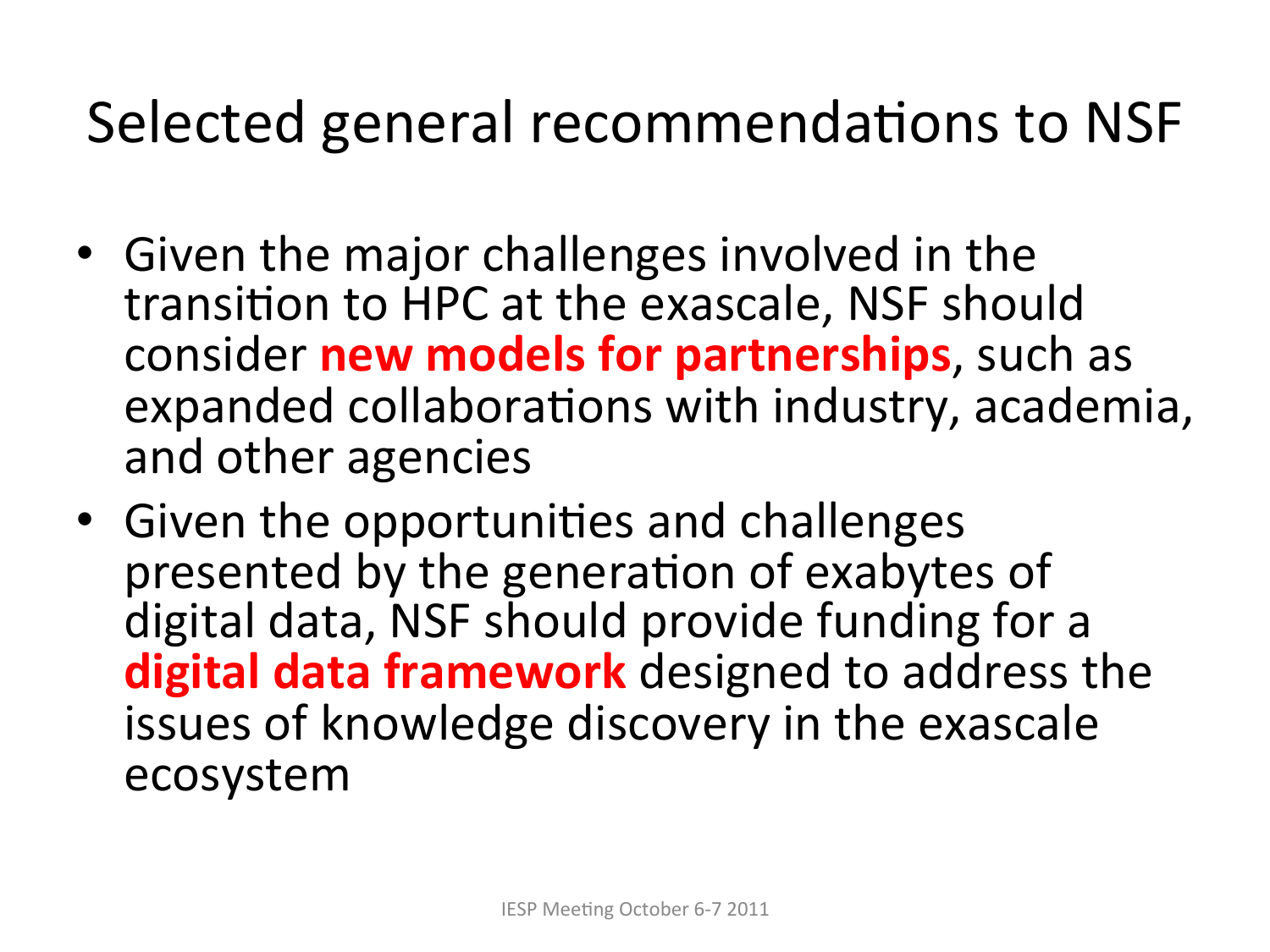# Selected general recommendations to NSF

- Given the major challenges involved in the transition to HPC at the exascale, NSF should consider **new models for partnerships**, such as expanded collaborations with industry, academia, and other agencies
- Given the opportunities and challenges presented by the generation of exabytes of digital data, NSF should provide funding for a **digital data framework** designed to address the issues of knowledge discovery in the exascale ecosystem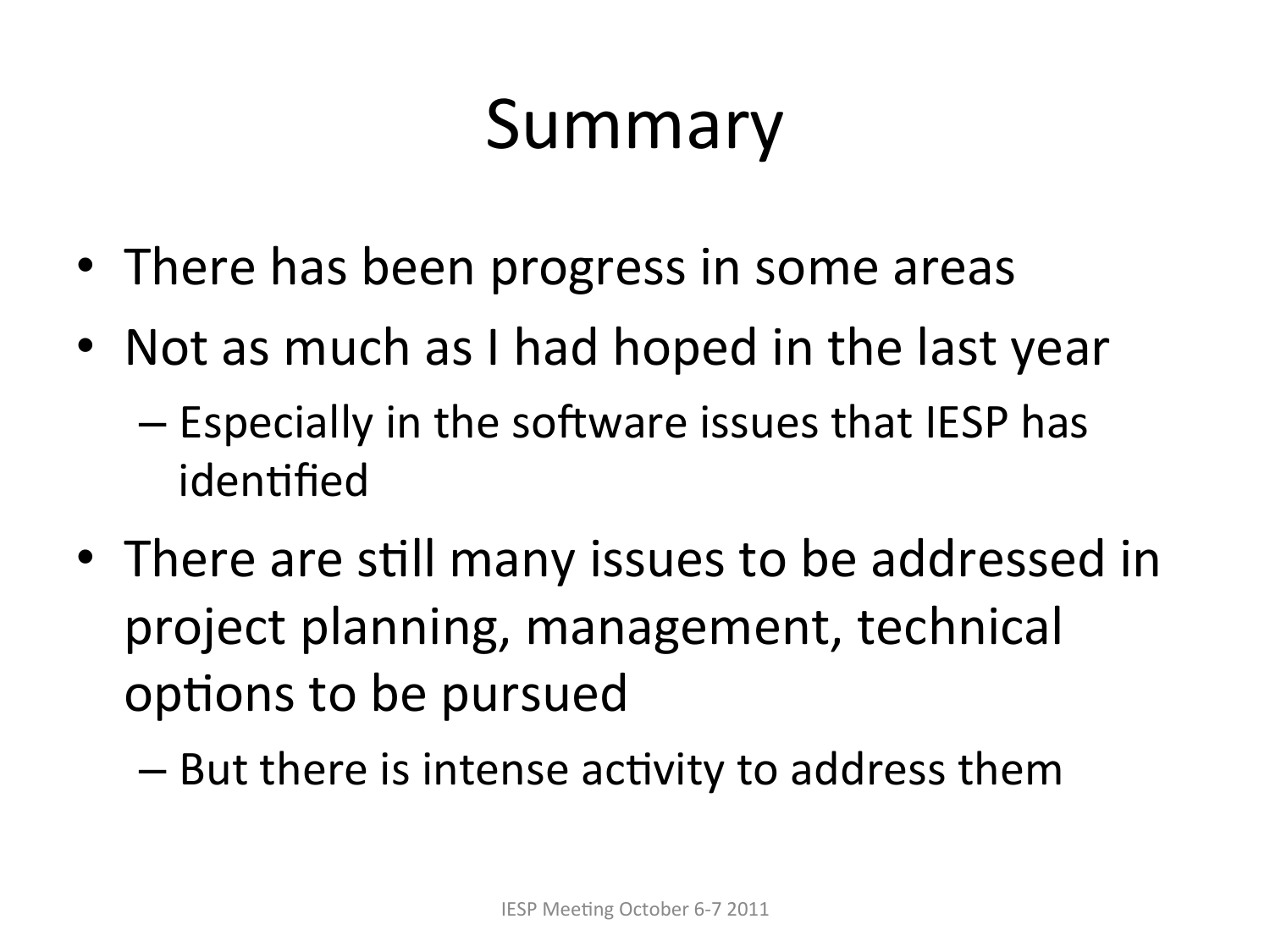# Summary

- There has been progress in some areas
- Not as much as I had hoped in the last year
  - Especially in the software issues that IESP has identified
- There are still many issues to be addressed in project planning, management, technical options to be pursued
  - But there is intense activity to address them